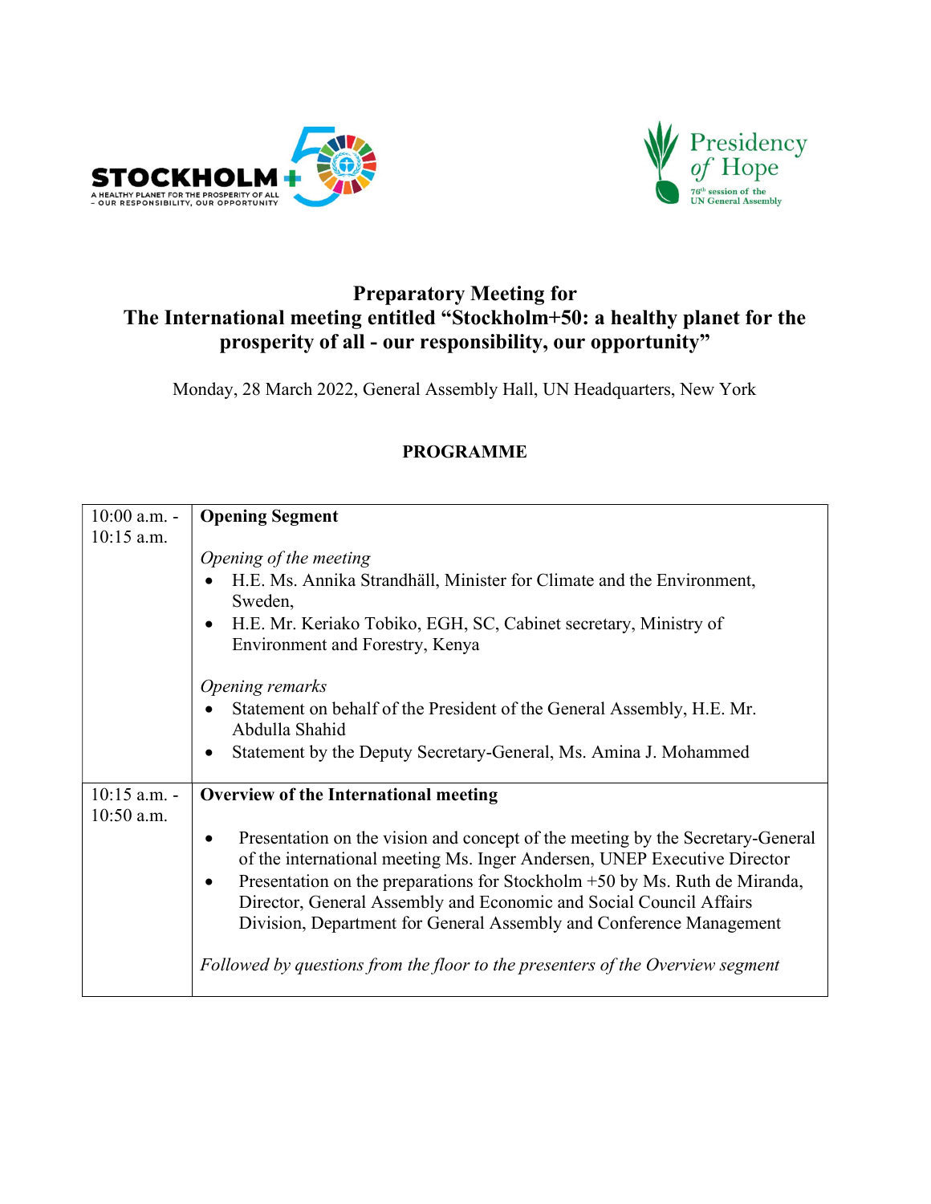# Preparatory Meeting for
# The International meeting entitled "Stockholm+50: a healthy planet for the prosperity of all - our responsibility, our opportunity"

Monday, 28 March 2022, General Assembly Hall, UN Headquarters, New York

## PROGRAMME

| | |
|---|---|
| 10:00 a.m. - 10:15 a.m. | **Opening Segment**<br><br>*Opening of the meeting*<br>• H.E. Ms. Annika Strandhäll, Minister for Climate and the Environment, Sweden,<br>• H.E. Mr. Keriako Tobiko, EGH, SC, Cabinet secretary, Ministry of Environment and Forestry, Kenya<br><br>*Opening remarks*<br>• Statement on behalf of the President of the General Assembly, H.E. Mr. Abdulla Shahid<br>• Statement by the Deputy Secretary-General, Ms. Amina J. Mohammed |
| 10:15 a.m. - 10:50 a.m. | **Overview of the International meeting**<br><br>• Presentation on the vision and concept of the meeting by the Secretary-General of the international meeting Ms. Inger Andersen, UNEP Executive Director<br>• Presentation on the preparations for Stockholm +50 by Ms. Ruth de Miranda, Director, General Assembly and Economic and Social Council Affairs Division, Department for General Assembly and Conference Management<br><br>*Followed by questions from the floor to the presenters of the Overview segment* |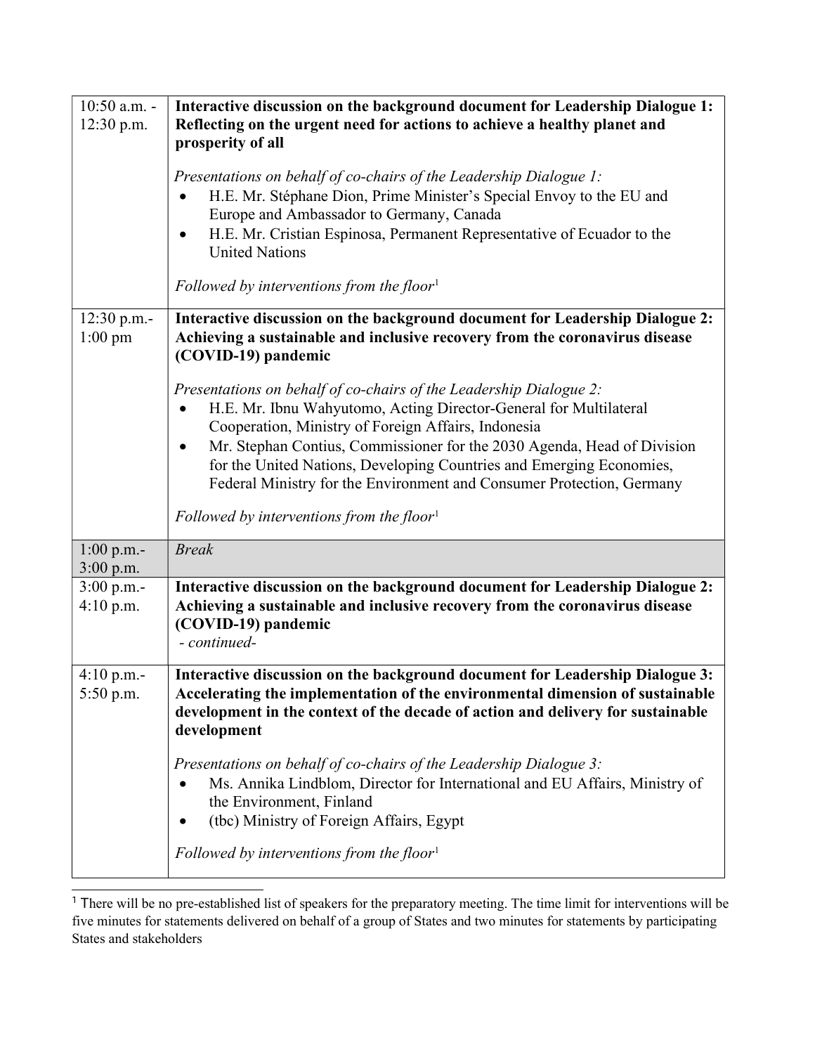| | |
|---|---|
| 10:50 a.m. - 12:30 p.m. | **Interactive discussion on the background document for Leadership Dialogue 1: Reflecting on the urgent need for actions to achieve a healthy planet and prosperity of all**<br><br>*Presentations on behalf of co-chairs of the Leadership Dialogue 1:*<br>• H.E. Mr. Stéphane Dion, Prime Minister's Special Envoy to the EU and Europe and Ambassador to Germany, Canada<br>• H.E. Mr. Cristian Espinosa, Permanent Representative of Ecuador to the United Nations<br><br>*Followed by interventions from the floor*[1] |
| 12:30 p.m.- 1:00 pm | **Interactive discussion on the background document for Leadership Dialogue 2: Achieving a sustainable and inclusive recovery from the coronavirus disease (COVID-19) pandemic**<br><br>*Presentations on behalf of co-chairs of the Leadership Dialogue 2:*<br>• H.E. Mr. Ibnu Wahyutomo, Acting Director-General for Multilateral Cooperation, Ministry of Foreign Affairs, Indonesia<br>• Mr. Stephan Contius, Commissioner for the 2030 Agenda, Head of Division for the United Nations, Developing Countries and Emerging Economies, Federal Ministry for the Environment and Consumer Protection, Germany<br><br>*Followed by interventions from the floor*[1] |
| 1:00 p.m.- 3:00 p.m. | *Break* |
| 3:00 p.m.- 4:10 p.m. | **Interactive discussion on the background document for Leadership Dialogue 2: Achieving a sustainable and inclusive recovery from the coronavirus disease (COVID-19) pandemic**<br>*- continued-* |
| 4:10 p.m.- 5:50 p.m. | **Interactive discussion on the background document for Leadership Dialogue 3: Accelerating the implementation of the environmental dimension of sustainable development in the context of the decade of action and delivery for sustainable development**<br><br>*Presentations on behalf of co-chairs of the Leadership Dialogue 3:*<br>• Ms. Annika Lindblom, Director for International and EU Affairs, Ministry of the Environment, Finland<br>• (tbc) Ministry of Foreign Affairs, Egypt<br><br>*Followed by interventions from the floor*[1] |

[1] There will be no pre-established list of speakers for the preparatory meeting. The time limit for interventions will be five minutes for statements delivered on behalf of a group of States and two minutes for statements by participating States and stakeholders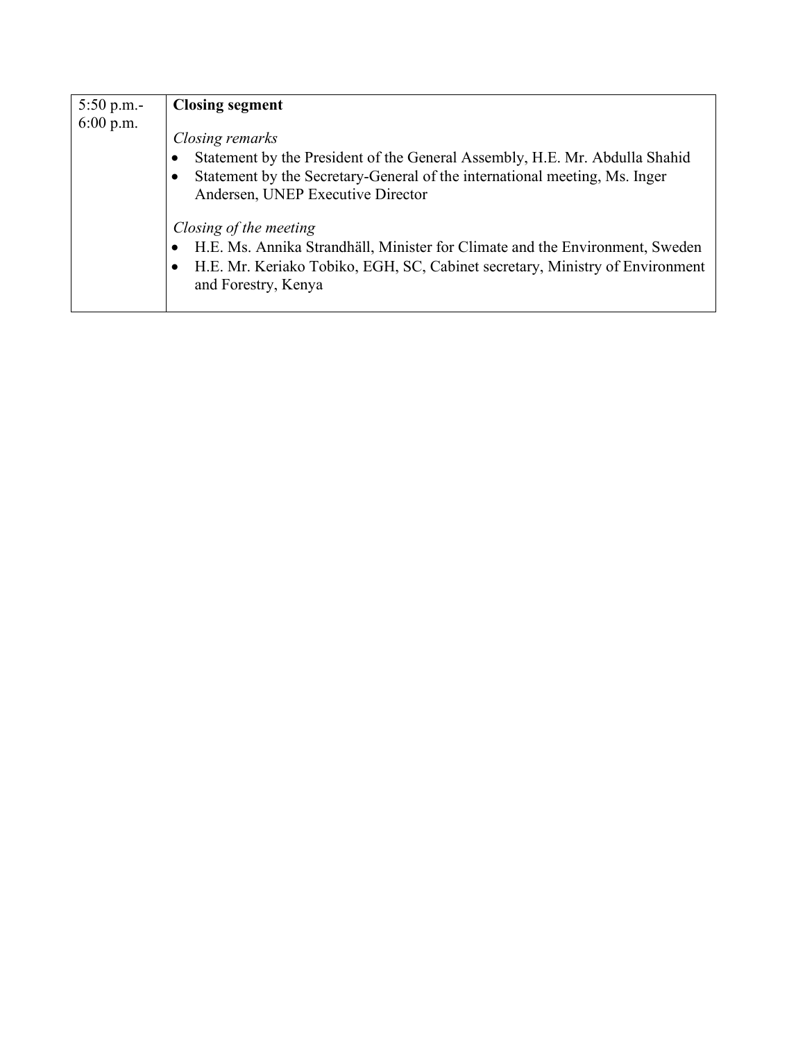| | |
|---|---|
| 5:50 p.m.- 6:00 p.m. | **Closing segment**<br><br>*Closing remarks*<br>• Statement by the President of the General Assembly, H.E. Mr. Abdulla Shahid<br>• Statement by the Secretary-General of the international meeting, Ms. Inger Andersen, UNEP Executive Director<br><br>*Closing of the meeting*<br>• H.E. Ms. Annika Strandhäll, Minister for Climate and the Environment, Sweden<br>• H.E. Mr. Keriako Tobiko, EGH, SC, Cabinet secretary, Ministry of Environment and Forestry, Kenya |